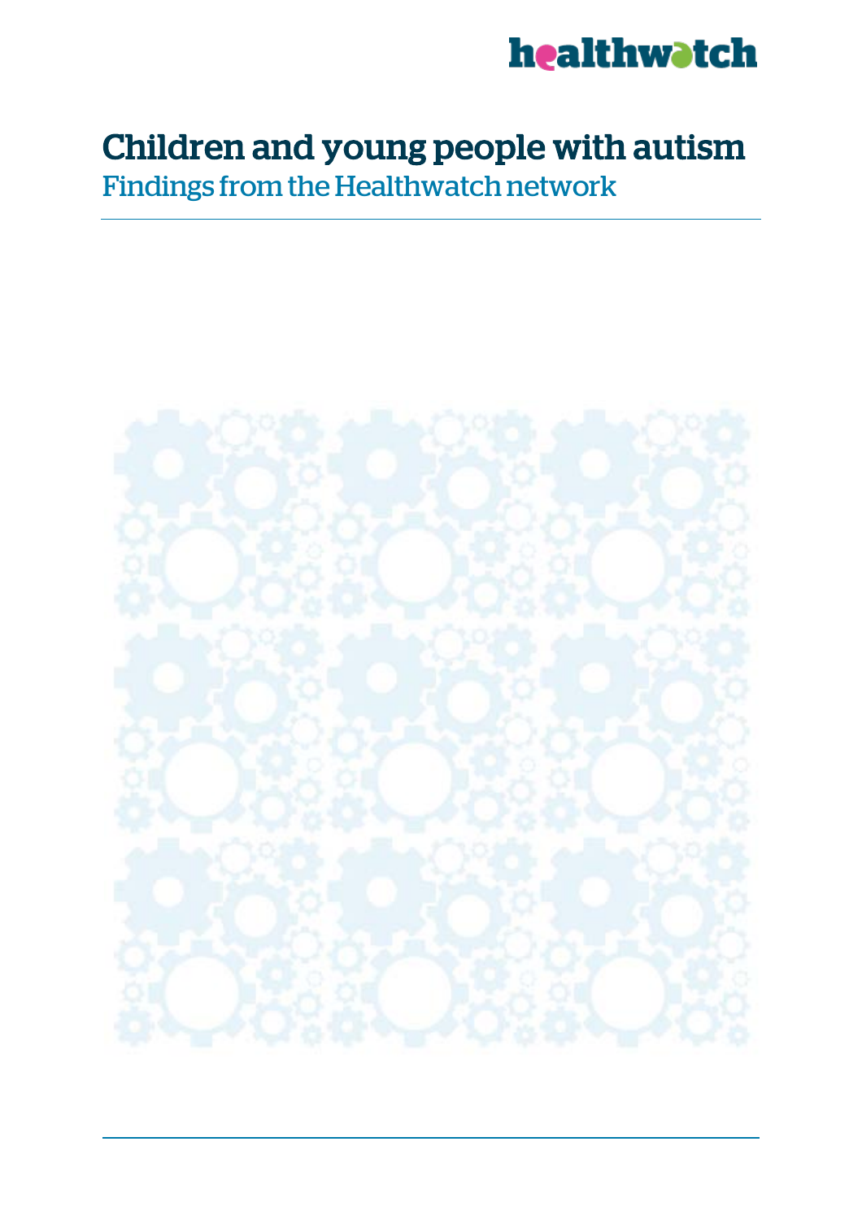healthwatch

# Children and young people with autism

## Findings from the Healthwatch network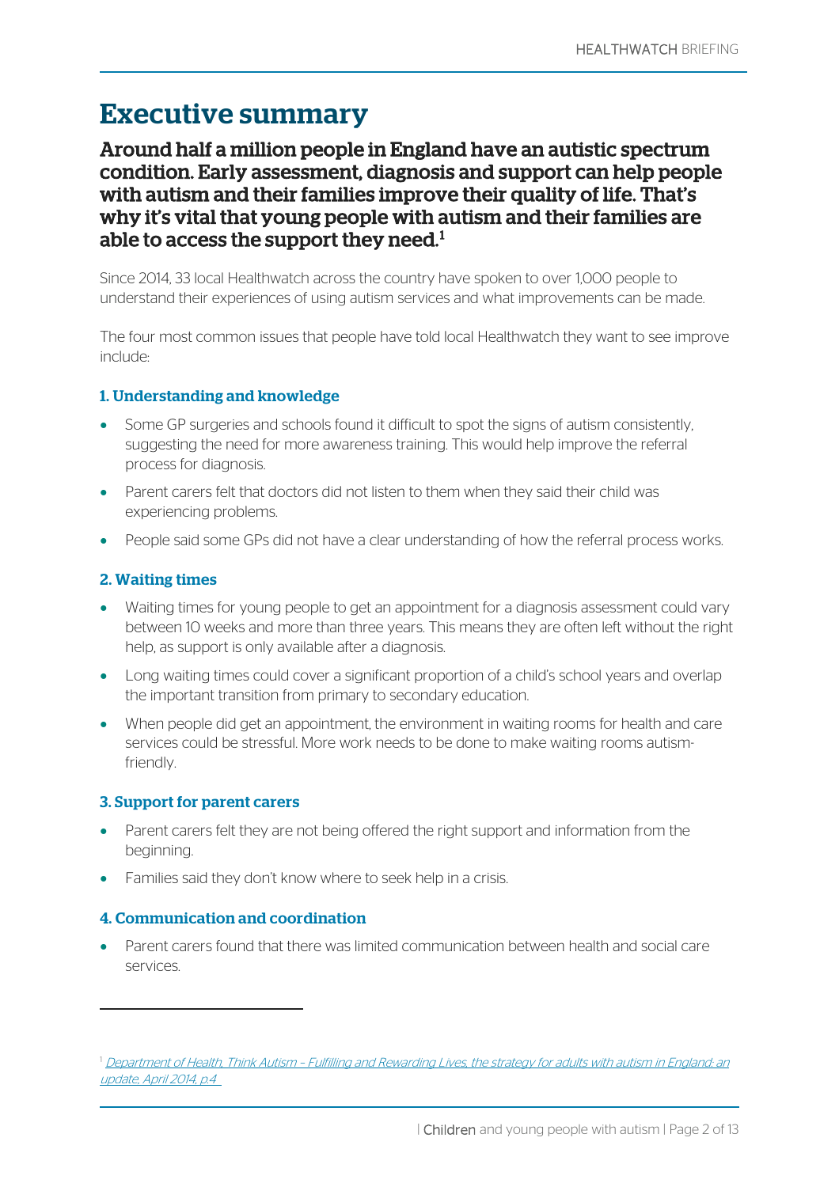# Executive summary

**Around half a million people in England have an autistic spectrum condition. Early assessment, diagnosis and support can help people with autism and their families improve their quality of life. That's why it's vital that young people with autism and their families are able to access the support they need.[1]**

Since 2014, 33 local Healthwatch across the country have spoken to over 1,000 people to understand their experiences of using autism services and what improvements can be made.

The four most common issues that people have told local Healthwatch they want to see improve include:

### 1. Understanding and knowledge

- Some GP surgeries and schools found it difficult to spot the signs of autism consistently, suggesting the need for more awareness training. This would help improve the referral process for diagnosis.
- Parent carers felt that doctors did not listen to them when they said their child was experiencing problems.
- People said some GPs did not have a clear understanding of how the referral process works.

### 2. Waiting times

- Waiting times for young people to get an appointment for a diagnosis assessment could vary between 10 weeks and more than three years. This means they are often left without the right help, as support is only available after a diagnosis.
- Long waiting times could cover a significant proportion of a child's school years and overlap the important transition from primary to secondary education.
- When people did get an appointment, the environment in waiting rooms for health and care services could be stressful. More work needs to be done to make waiting rooms autism-friendly.

### 3. Support for parent carers

- Parent carers felt they are not being offered the right support and information from the beginning.
- Families said they don't know where to seek help in a crisis.

### 4. Communication and coordination

- Parent carers found that there was limited communication between health and social care services.

---

[1] *Department of Health, Think Autism – Fulfilling and Rewarding Lives, the strategy for adults with autism in England: an update, April 2014, p.4*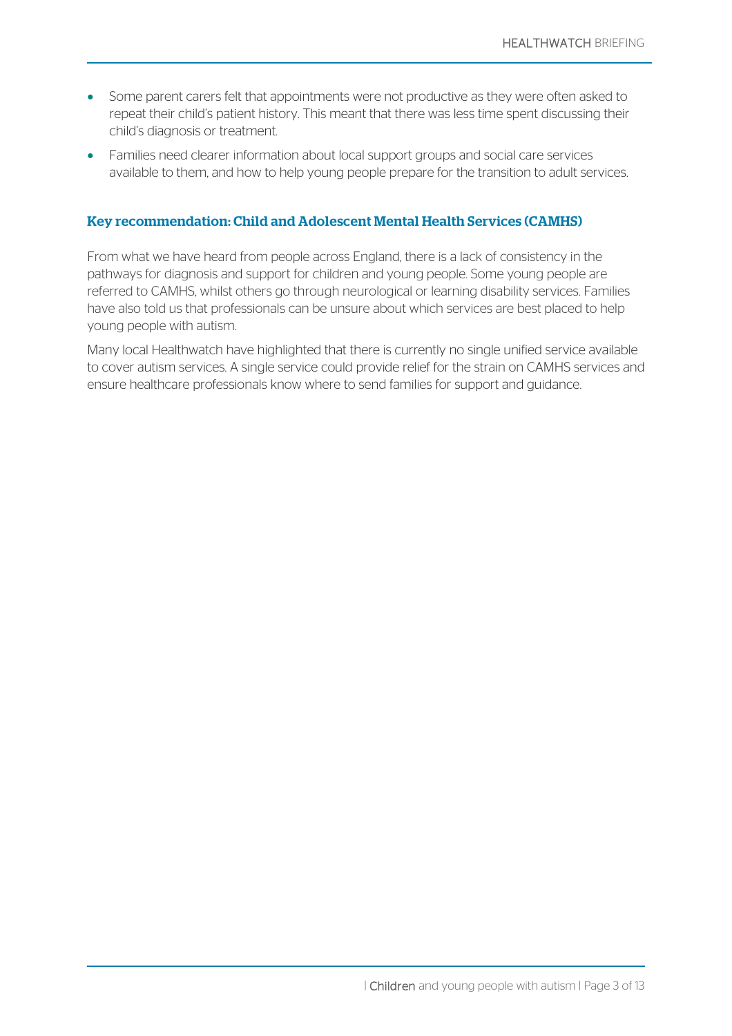- Some parent carers felt that appointments were not productive as they were often asked to repeat their child's patient history. This meant that there was less time spent discussing their child's diagnosis or treatment.
- Families need clearer information about local support groups and social care services available to them, and how to help young people prepare for the transition to adult services.

### Key recommendation: Child and Adolescent Mental Health Services (CAMHS)

From what we have heard from people across England, there is a lack of consistency in the pathways for diagnosis and support for children and young people. Some young people are referred to CAMHS, whilst others go through neurological or learning disability services. Families have also told us that professionals can be unsure about which services are best placed to help young people with autism.

Many local Healthwatch have highlighted that there is currently no single unified service available to cover autism services. A single service could provide relief for the strain on CAMHS services and ensure healthcare professionals know where to send families for support and guidance.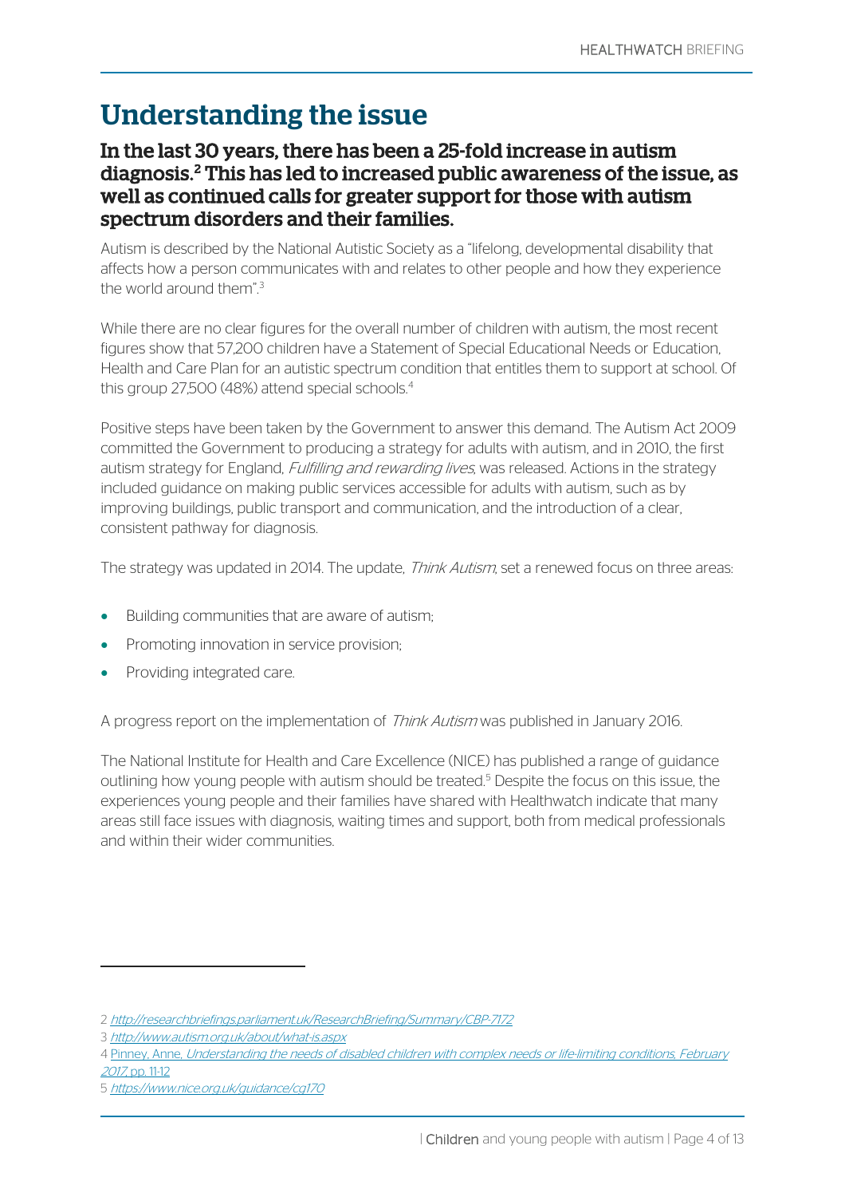# Understanding the issue

### In the last 30 years, there has been a 25-fold increase in autism diagnosis.[2] This has led to increased public awareness of the issue, as well as continued calls for greater support for those with autism spectrum disorders and their families.

Autism is described by the National Autistic Society as a "lifelong, developmental disability that affects how a person communicates with and relates to other people and how they experience the world around them".[3]

While there are no clear figures for the overall number of children with autism, the most recent figures show that 57,200 children have a Statement of Special Educational Needs or Education, Health and Care Plan for an autistic spectrum condition that entitles them to support at school. Of this group 27,500 (48%) attend special schools.[4]

Positive steps have been taken by the Government to answer this demand. The Autism Act 2009 committed the Government to producing a strategy for adults with autism, and in 2010, the first autism strategy for England, *Fulfilling and rewarding lives*, was released. Actions in the strategy included guidance on making public services accessible for adults with autism, such as by improving buildings, public transport and communication, and the introduction of a clear, consistent pathway for diagnosis.

The strategy was updated in 2014. The update, *Think Autism*, set a renewed focus on three areas:

- Building communities that are aware of autism;
- Promoting innovation in service provision;
- Providing integrated care.

A progress report on the implementation of *Think Autism* was published in January 2016.

The National Institute for Health and Care Excellence (NICE) has published a range of guidance outlining how young people with autism should be treated.[5] Despite the focus on this issue, the experiences young people and their families have shared with Healthwatch indicate that many areas still face issues with diagnosis, waiting times and support, both from medical professionals and within their wider communities.

---

2 *http://researchbriefings.parliament.uk/ResearchBriefing/Summary/CBP-7172*

3 *http://www.autism.org.uk/about/what-is.aspx*

4 Pinney, Anne, *Understanding the needs of disabled children with complex needs or life-limiting conditions, February 2017*, pp. 11-12

5 *https://www.nice.org.uk/guidance/cg170*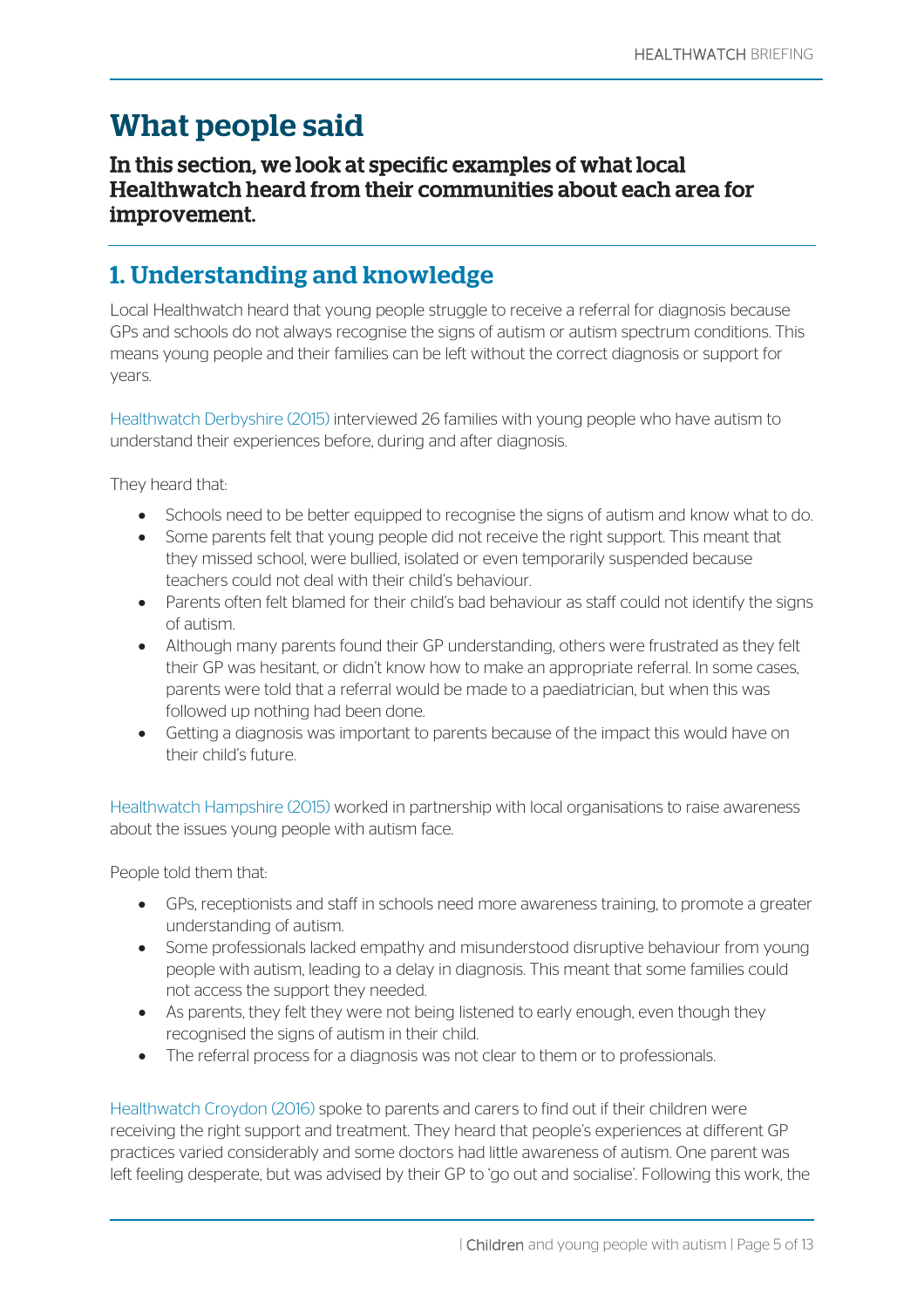# What people said

**In this section, we look at specific examples of what local Healthwatch heard from their communities about each area for improvement.**

## 1. Understanding and knowledge

Local Healthwatch heard that young people struggle to receive a referral for diagnosis because GPs and schools do not always recognise the signs of autism or autism spectrum conditions. This means young people and their families can be left without the correct diagnosis or support for years.

Healthwatch Derbyshire (2015) interviewed 26 families with young people who have autism to understand their experiences before, during and after diagnosis.

They heard that:

- Schools need to be better equipped to recognise the signs of autism and know what to do.
- Some parents felt that young people did not receive the right support. This meant that they missed school, were bullied, isolated or even temporarily suspended because teachers could not deal with their child's behaviour.
- Parents often felt blamed for their child's bad behaviour as staff could not identify the signs of autism.
- Although many parents found their GP understanding, others were frustrated as they felt their GP was hesitant, or didn't know how to make an appropriate referral. In some cases, parents were told that a referral would be made to a paediatrician, but when this was followed up nothing had been done.
- Getting a diagnosis was important to parents because of the impact this would have on their child's future.

Healthwatch Hampshire (2015) worked in partnership with local organisations to raise awareness about the issues young people with autism face.

People told them that:

- GPs, receptionists and staff in schools need more awareness training, to promote a greater understanding of autism.
- Some professionals lacked empathy and misunderstood disruptive behaviour from young people with autism, leading to a delay in diagnosis. This meant that some families could not access the support they needed.
- As parents, they felt they were not being listened to early enough, even though they recognised the signs of autism in their child.
- The referral process for a diagnosis was not clear to them or to professionals.

Healthwatch Croydon (2016) spoke to parents and carers to find out if their children were receiving the right support and treatment. They heard that people's experiences at different GP practices varied considerably and some doctors had little awareness of autism. One parent was left feeling desperate, but was advised by their GP to 'go out and socialise'. Following this work, the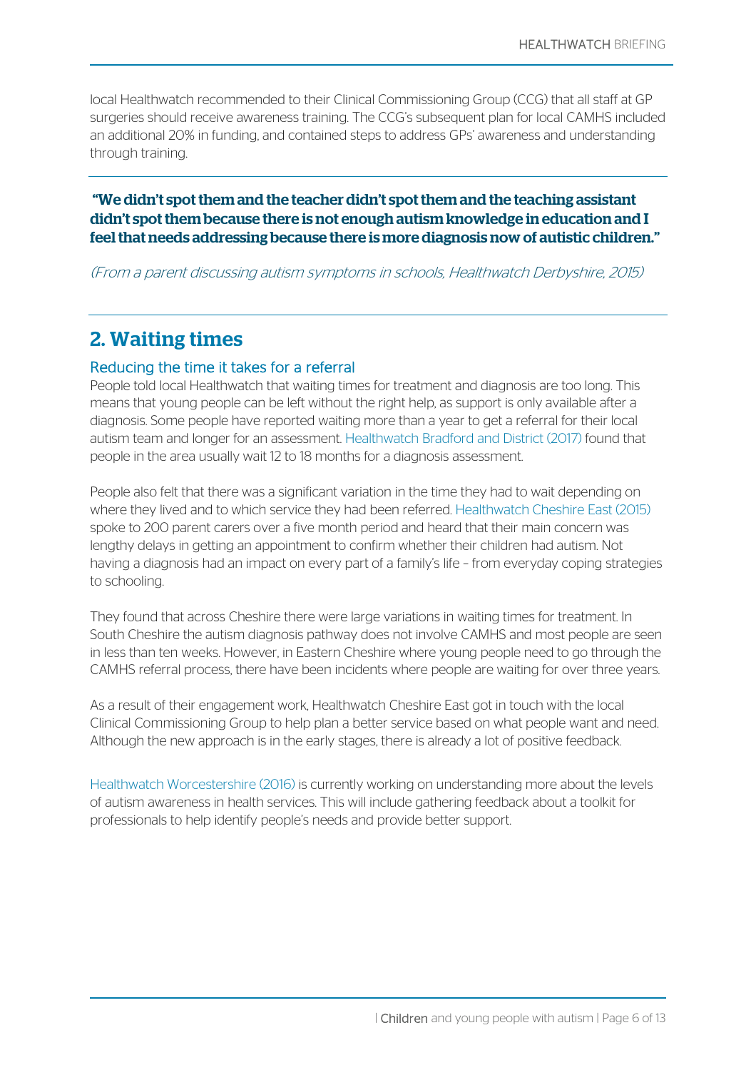local Healthwatch recommended to their Clinical Commissioning Group (CCG) that all staff at GP surgeries should receive awareness training. The CCG's subsequent plan for local CAMHS included an additional 20% in funding, and contained steps to address GPs' awareness and understanding through training.

**"We didn't spot them and the teacher didn't spot them and the teaching assistant didn't spot them because there is not enough autism knowledge in education and I feel that needs addressing because there is more diagnosis now of autistic children."**

*(From a parent discussing autism symptoms in schools, Healthwatch Derbyshire, 2015)*

## 2. Waiting times

### Reducing the time it takes for a referral

People told local Healthwatch that waiting times for treatment and diagnosis are too long. This means that young people can be left without the right help, as support is only available after a diagnosis. Some people have reported waiting more than a year to get a referral for their local autism team and longer for an assessment. Healthwatch Bradford and District (2017) found that people in the area usually wait 12 to 18 months for a diagnosis assessment.

People also felt that there was a significant variation in the time they had to wait depending on where they lived and to which service they had been referred. Healthwatch Cheshire East (2015) spoke to 200 parent carers over a five month period and heard that their main concern was lengthy delays in getting an appointment to confirm whether their children had autism. Not having a diagnosis had an impact on every part of a family's life – from everyday coping strategies to schooling.

They found that across Cheshire there were large variations in waiting times for treatment. In South Cheshire the autism diagnosis pathway does not involve CAMHS and most people are seen in less than ten weeks. However, in Eastern Cheshire where young people need to go through the CAMHS referral process, there have been incidents where people are waiting for over three years.

As a result of their engagement work, Healthwatch Cheshire East got in touch with the local Clinical Commissioning Group to help plan a better service based on what people want and need. Although the new approach is in the early stages, there is already a lot of positive feedback.

Healthwatch Worcestershire (2016) is currently working on understanding more about the levels of autism awareness in health services. This will include gathering feedback about a toolkit for professionals to help identify people's needs and provide better support.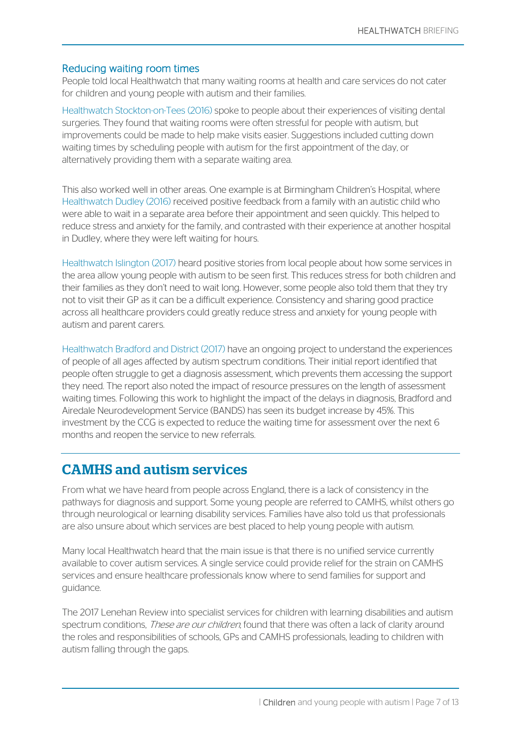### Reducing waiting room times

People told local Healthwatch that many waiting rooms at health and care services do not cater for children and young people with autism and their families.

Healthwatch Stockton-on-Tees (2016) spoke to people about their experiences of visiting dental surgeries. They found that waiting rooms were often stressful for people with autism, but improvements could be made to help make visits easier. Suggestions included cutting down waiting times by scheduling people with autism for the first appointment of the day, or alternatively providing them with a separate waiting area.

This also worked well in other areas. One example is at Birmingham Children's Hospital, where Healthwatch Dudley (2016) received positive feedback from a family with an autistic child who were able to wait in a separate area before their appointment and seen quickly. This helped to reduce stress and anxiety for the family, and contrasted with their experience at another hospital in Dudley, where they were left waiting for hours.

Healthwatch Islington (2017) heard positive stories from local people about how some services in the area allow young people with autism to be seen first. This reduces stress for both children and their families as they don't need to wait long. However, some people also told them that they try not to visit their GP as it can be a difficult experience. Consistency and sharing good practice across all healthcare providers could greatly reduce stress and anxiety for young people with autism and parent carers.

Healthwatch Bradford and District (2017) have an ongoing project to understand the experiences of people of all ages affected by autism spectrum conditions. Their initial report identified that people often struggle to get a diagnosis assessment, which prevents them accessing the support they need. The report also noted the impact of resource pressures on the length of assessment waiting times. Following this work to highlight the impact of the delays in diagnosis, Bradford and Airedale Neurodevelopment Service (BANDS) has seen its budget increase by 45%. This investment by the CCG is expected to reduce the waiting time for assessment over the next 6 months and reopen the service to new referrals.

## CAMHS and autism services

From what we have heard from people across England, there is a lack of consistency in the pathways for diagnosis and support. Some young people are referred to CAMHS, whilst others go through neurological or learning disability services. Families have also told us that professionals are also unsure about which services are best placed to help young people with autism.

Many local Healthwatch heard that the main issue is that there is no unified service currently available to cover autism services. A single service could provide relief for the strain on CAMHS services and ensure healthcare professionals know where to send families for support and guidance.

The 2017 Lenehan Review into specialist services for children with learning disabilities and autism spectrum conditions, *These are our children*, found that there was often a lack of clarity around the roles and responsibilities of schools, GPs and CAMHS professionals, leading to children with autism falling through the gaps.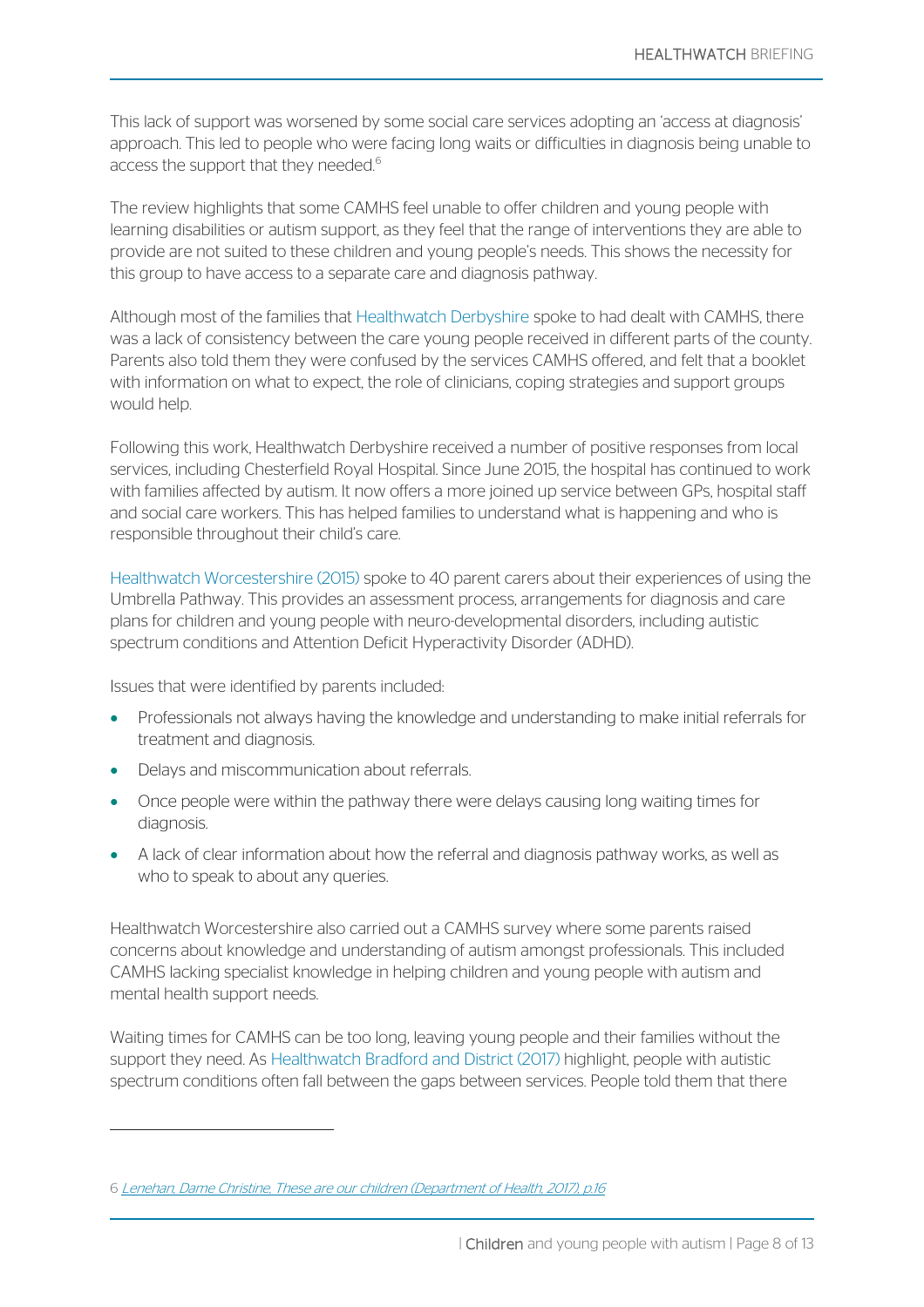This lack of support was worsened by some social care services adopting an 'access at diagnosis' approach. This led to people who were facing long waits or difficulties in diagnosis being unable to access the support that they needed.[6]

The review highlights that some CAMHS feel unable to offer children and young people with learning disabilities or autism support, as they feel that the range of interventions they are able to provide are not suited to these children and young people's needs. This shows the necessity for this group to have access to a separate care and diagnosis pathway.

Although most of the families that Healthwatch Derbyshire spoke to had dealt with CAMHS, there was a lack of consistency between the care young people received in different parts of the county. Parents also told them they were confused by the services CAMHS offered, and felt that a booklet with information on what to expect, the role of clinicians, coping strategies and support groups would help.

Following this work, Healthwatch Derbyshire received a number of positive responses from local services, including Chesterfield Royal Hospital. Since June 2015, the hospital has continued to work with families affected by autism. It now offers a more joined up service between GPs, hospital staff and social care workers. This has helped families to understand what is happening and who is responsible throughout their child's care.

Healthwatch Worcestershire (2015) spoke to 40 parent carers about their experiences of using the Umbrella Pathway. This provides an assessment process, arrangements for diagnosis and care plans for children and young people with neuro-developmental disorders, including autistic spectrum conditions and Attention Deficit Hyperactivity Disorder (ADHD).

Issues that were identified by parents included:

- Professionals not always having the knowledge and understanding to make initial referrals for treatment and diagnosis.
- Delays and miscommunication about referrals.
- Once people were within the pathway there were delays causing long waiting times for diagnosis.
- A lack of clear information about how the referral and diagnosis pathway works, as well as who to speak to about any queries.

Healthwatch Worcestershire also carried out a CAMHS survey where some parents raised concerns about knowledge and understanding of autism amongst professionals. This included CAMHS lacking specialist knowledge in helping children and young people with autism and mental health support needs.

Waiting times for CAMHS can be too long, leaving young people and their families without the support they need. As Healthwatch Bradford and District (2017) highlight, people with autistic spectrum conditions often fall between the gaps between services. People told them that there

---

6 *Lenehan, Dame Christine, These are our children (Department of Health, 2017), p.16*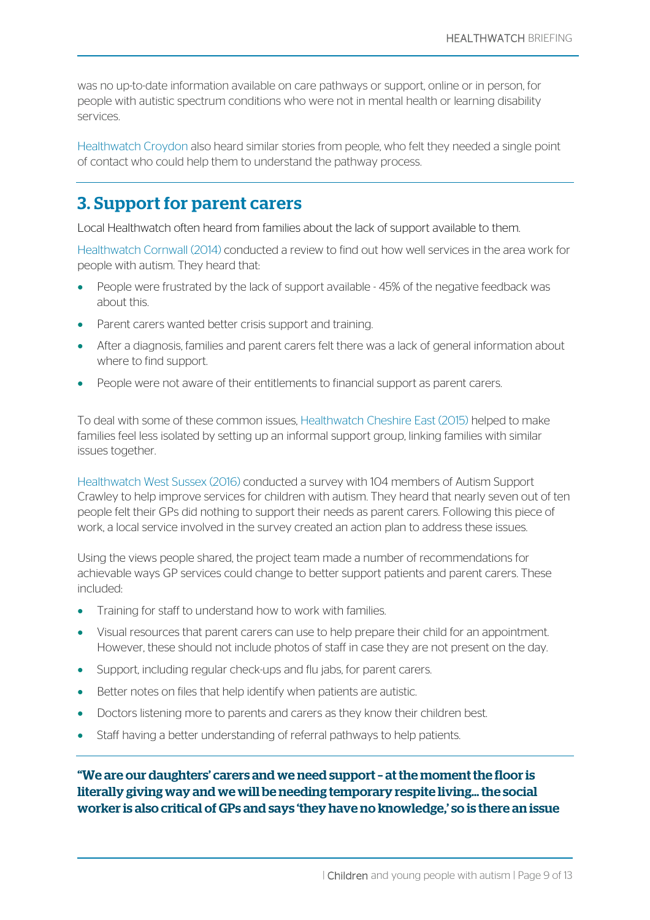was no up-to-date information available on care pathways or support, online or in person, for people with autistic spectrum conditions who were not in mental health or learning disability services.

Healthwatch Croydon also heard similar stories from people, who felt they needed a single point of contact who could help them to understand the pathway process.

## 3. Support for parent carers

Local Healthwatch often heard from families about the lack of support available to them.

Healthwatch Cornwall (2014) conducted a review to find out how well services in the area work for people with autism. They heard that:

- People were frustrated by the lack of support available - 45% of the negative feedback was about this.
- Parent carers wanted better crisis support and training.
- After a diagnosis, families and parent carers felt there was a lack of general information about where to find support.
- People were not aware of their entitlements to financial support as parent carers.

To deal with some of these common issues, Healthwatch Cheshire East (2015) helped to make families feel less isolated by setting up an informal support group, linking families with similar issues together.

Healthwatch West Sussex (2016) conducted a survey with 104 members of Autism Support Crawley to help improve services for children with autism. They heard that nearly seven out of ten people felt their GPs did nothing to support their needs as parent carers. Following this piece of work, a local service involved in the survey created an action plan to address these issues.

Using the views people shared, the project team made a number of recommendations for achievable ways GP services could change to better support patients and parent carers. These included:

- Training for staff to understand how to work with families.
- Visual resources that parent carers can use to help prepare their child for an appointment. However, these should not include photos of staff in case they are not present on the day.
- Support, including regular check-ups and flu jabs, for parent carers.
- Better notes on files that help identify when patients are autistic.
- Doctors listening more to parents and carers as they know their children best.
- Staff having a better understanding of referral pathways to help patients.

**"We are our daughters' carers and we need support – at the moment the floor is literally giving way and we will be needing temporary respite living… the social worker is also critical of GPs and says 'they have no knowledge,' so is there an issue**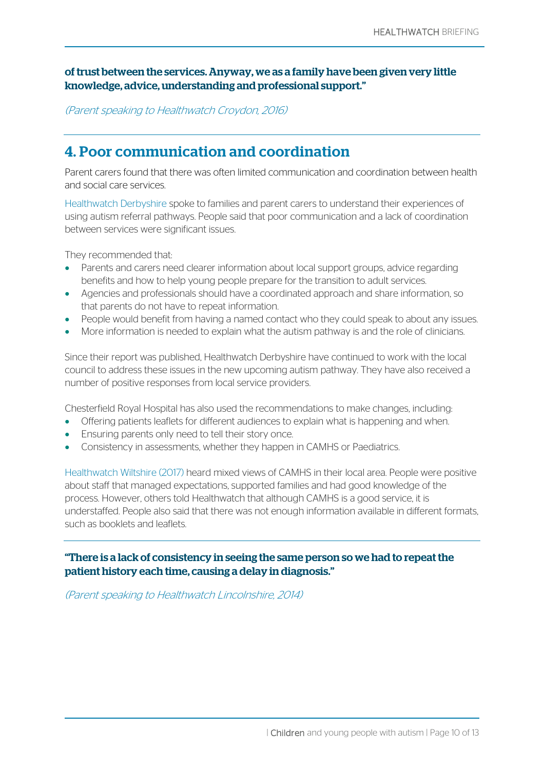**of trust between the services. Anyway, we as a family have been given very little knowledge, advice, understanding and professional support."**

*(Parent speaking to Healthwatch Croydon, 2016)*

## 4. Poor communication and coordination

Parent carers found that there was often limited communication and coordination between health and social care services.

Healthwatch Derbyshire spoke to families and parent carers to understand their experiences of using autism referral pathways. People said that poor communication and a lack of coordination between services were significant issues.

They recommended that:

- Parents and carers need clearer information about local support groups, advice regarding benefits and how to help young people prepare for the transition to adult services.
- Agencies and professionals should have a coordinated approach and share information, so that parents do not have to repeat information.
- People would benefit from having a named contact who they could speak to about any issues.
- More information is needed to explain what the autism pathway is and the role of clinicians.

Since their report was published, Healthwatch Derbyshire have continued to work with the local council to address these issues in the new upcoming autism pathway. They have also received a number of positive responses from local service providers.

Chesterfield Royal Hospital has also used the recommendations to make changes, including:

- Offering patients leaflets for different audiences to explain what is happening and when.
- Ensuring parents only need to tell their story once.
- Consistency in assessments, whether they happen in CAMHS or Paediatrics.

Healthwatch Wiltshire (2017) heard mixed views of CAMHS in their local area. People were positive about staff that managed expectations, supported families and had good knowledge of the process. However, others told Healthwatch that although CAMHS is a good service, it is understaffed. People also said that there was not enough information available in different formats, such as booklets and leaflets.

**"There is a lack of consistency in seeing the same person so we had to repeat the patient history each time, causing a delay in diagnosis."**

*(Parent speaking to Healthwatch Lincolnshire, 2014)*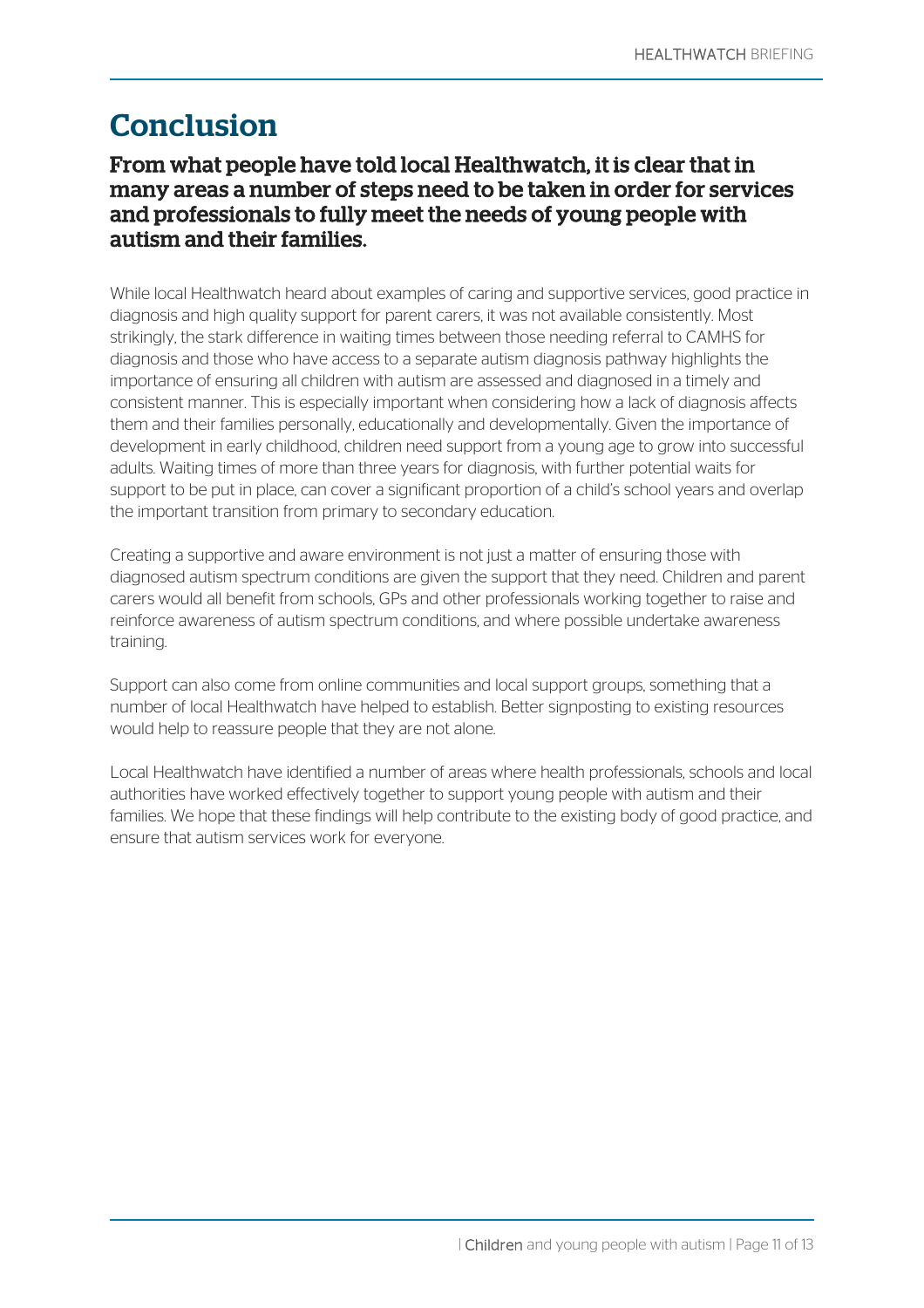# Conclusion

## From what people have told local Healthwatch, it is clear that in many areas a number of steps need to be taken in order for services and professionals to fully meet the needs of young people with autism and their families.

While local Healthwatch heard about examples of caring and supportive services, good practice in diagnosis and high quality support for parent carers, it was not available consistently. Most strikingly, the stark difference in waiting times between those needing referral to CAMHS for diagnosis and those who have access to a separate autism diagnosis pathway highlights the importance of ensuring all children with autism are assessed and diagnosed in a timely and consistent manner. This is especially important when considering how a lack of diagnosis affects them and their families personally, educationally and developmentally. Given the importance of development in early childhood, children need support from a young age to grow into successful adults. Waiting times of more than three years for diagnosis, with further potential waits for support to be put in place, can cover a significant proportion of a child's school years and overlap the important transition from primary to secondary education.

Creating a supportive and aware environment is not just a matter of ensuring those with diagnosed autism spectrum conditions are given the support that they need. Children and parent carers would all benefit from schools, GPs and other professionals working together to raise and reinforce awareness of autism spectrum conditions, and where possible undertake awareness training.

Support can also come from online communities and local support groups, something that a number of local Healthwatch have helped to establish. Better signposting to existing resources would help to reassure people that they are not alone.

Local Healthwatch have identified a number of areas where health professionals, schools and local authorities have worked effectively together to support young people with autism and their families. We hope that these findings will help contribute to the existing body of good practice, and ensure that autism services work for everyone.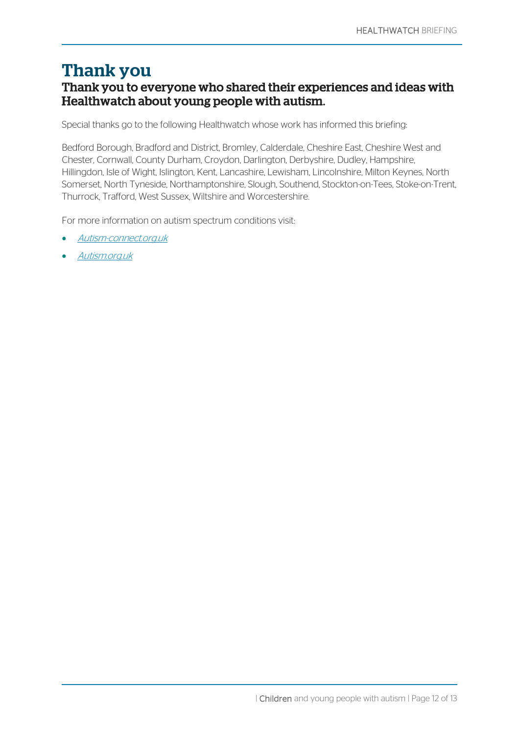# Thank you

## Thank you to everyone who shared their experiences and ideas with Healthwatch about young people with autism.

Special thanks go to the following Healthwatch whose work has informed this briefing:

Bedford Borough, Bradford and District, Bromley, Calderdale, Cheshire East, Cheshire West and Chester, Cornwall, County Durham, Croydon, Darlington, Derbyshire, Dudley, Hampshire, Hillingdon, Isle of Wight, Islington, Kent, Lancashire, Lewisham, Lincolnshire, Milton Keynes, North Somerset, North Tyneside, Northamptonshire, Slough, Southend, Stockton-on-Tees, Stoke-on-Trent, Thurrock, Trafford, West Sussex, Wiltshire and Worcestershire.

For more information on autism spectrum conditions visit:

- *Autism-connect.org.uk*
- *Autism.org.uk*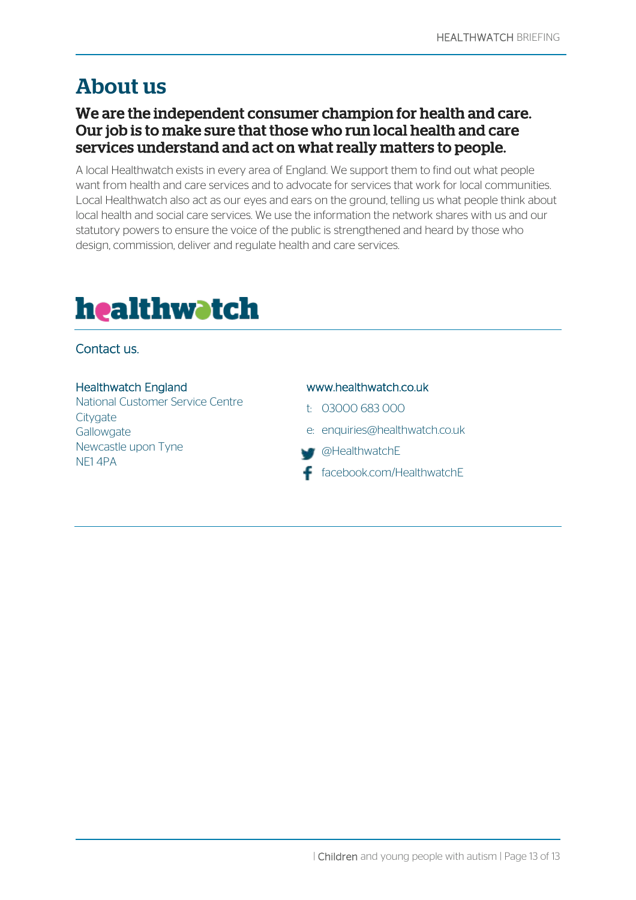# About us

**We are the independent consumer champion for health and care. Our job is to make sure that those who run local health and care services understand and act on what really matters to people.**

A local Healthwatch exists in every area of England. We support them to find out what people want from health and care services and to advocate for services that work for local communities. Local Healthwatch also act as our eyes and ears on the ground, telling us what people think about local health and social care services. We use the information the network shares with us and our statutory powers to ensure the voice of the public is strengthened and heard by those who design, commission, deliver and regulate health and care services.

healthwatch

Contact us.

Healthwatch England
National Customer Service Centre
Citygate
Gallowgate
Newcastle upon Tyne
NE1 4PA

www.healthwatch.co.uk

t: 03000 683 000

e: enquiries@healthwatch.co.uk

@HealthwatchE

facebook.com/HealthwatchE